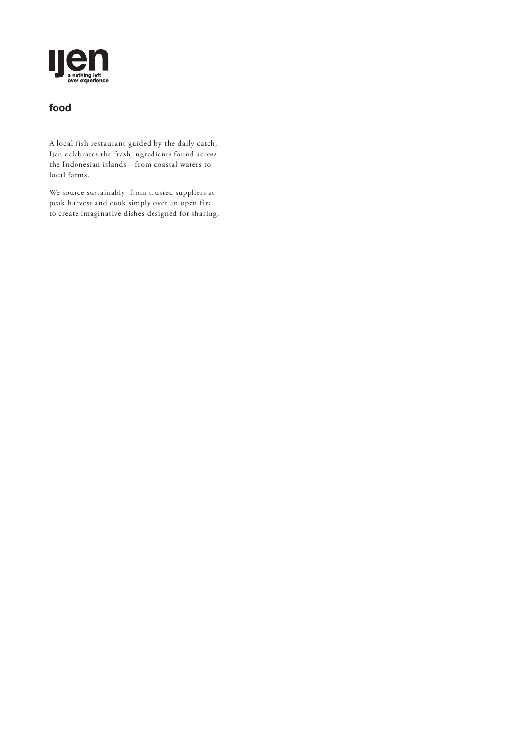# ijen

a nothing left over experience

## food

A local fish restaurant guided by the daily catch, Ijen celebrates the fresh ingredients found across the Indonesian islands—from coastal waters to local farms.

We source sustainably from trusted suppliers at peak harvest and cook simply over an open fire to create imaginative dishes designed for sharing.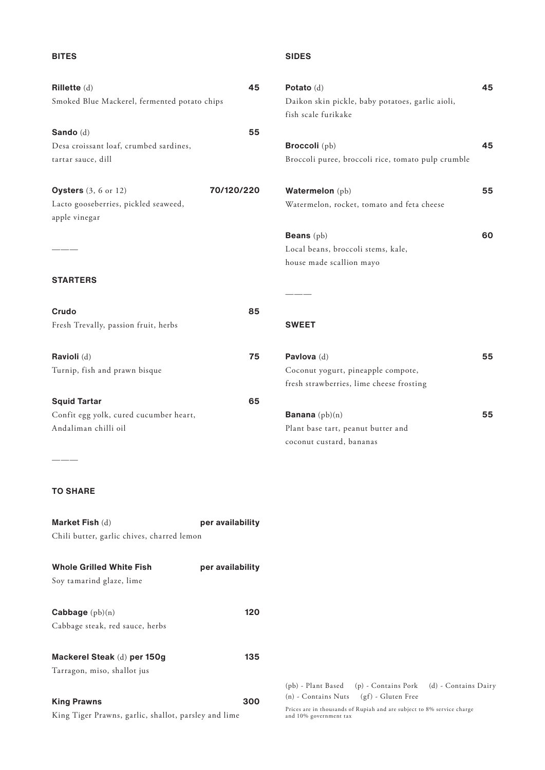## BITES

**Rillette** (d) **45**
Smoked Blue Mackerel, fermented potato chips

**Sando** (d) **55**
Desa croissant loaf, crumbed sardines, tartar sauce, dill

**Oysters** (3, 6 or 12) **70/120/220**
Lacto gooseberries, pickled seaweed, apple vinegar

———

## STARTERS

**Crudo** **85**
Fresh Trevally, passion fruit, herbs

**Ravioli** (d) **75**
Turnip, fish and prawn bisque

**Squid Tartar** **65**
Confit egg yolk, cured cucumber heart, Andaliman chilli oil

———

## TO SHARE

**Market Fish** (d) **per availability**
Chili butter, garlic chives, charred lemon

**Whole Grilled White Fish** **per availability**
Soy tamarind glaze, lime

**Cabbage** (pb)(n) **120**
Cabbage steak, red sauce, herbs

**Mackerel Steak** (d) **per 150g** **135**
Tarragon, miso, shallot jus

**King Prawns** **300**
King Tiger Prawns, garlic, shallot, parsley and lime

## SIDES

**Potato** (d) **45**
Daikon skin pickle, baby potatoes, garlic aioli, fish scale furikake

**Broccoli** (pb) **45**
Broccoli puree, broccoli rice, tomato pulp crumble

**Watermelon** (pb) **55**
Watermelon, rocket, tomato and feta cheese

**Beans** (pb) **60**
Local beans, broccoli stems, kale, house made scallion mayo

———

## SWEET

**Pavlova** (d) **55**
Coconut yogurt, pineapple compote, fresh strawberries, lime cheese frosting

**Banana** (pb)(n) **55**
Plant base tart, peanut butter and coconut custard, bananas

(pb) - Plant Based (p) - Contains Pork (d) - Contains Dairy
(n) - Contains Nuts (gf) - Gluten Free

Prices are in thousands of Rupiah and are subject to 8% service charge and 10% government tax